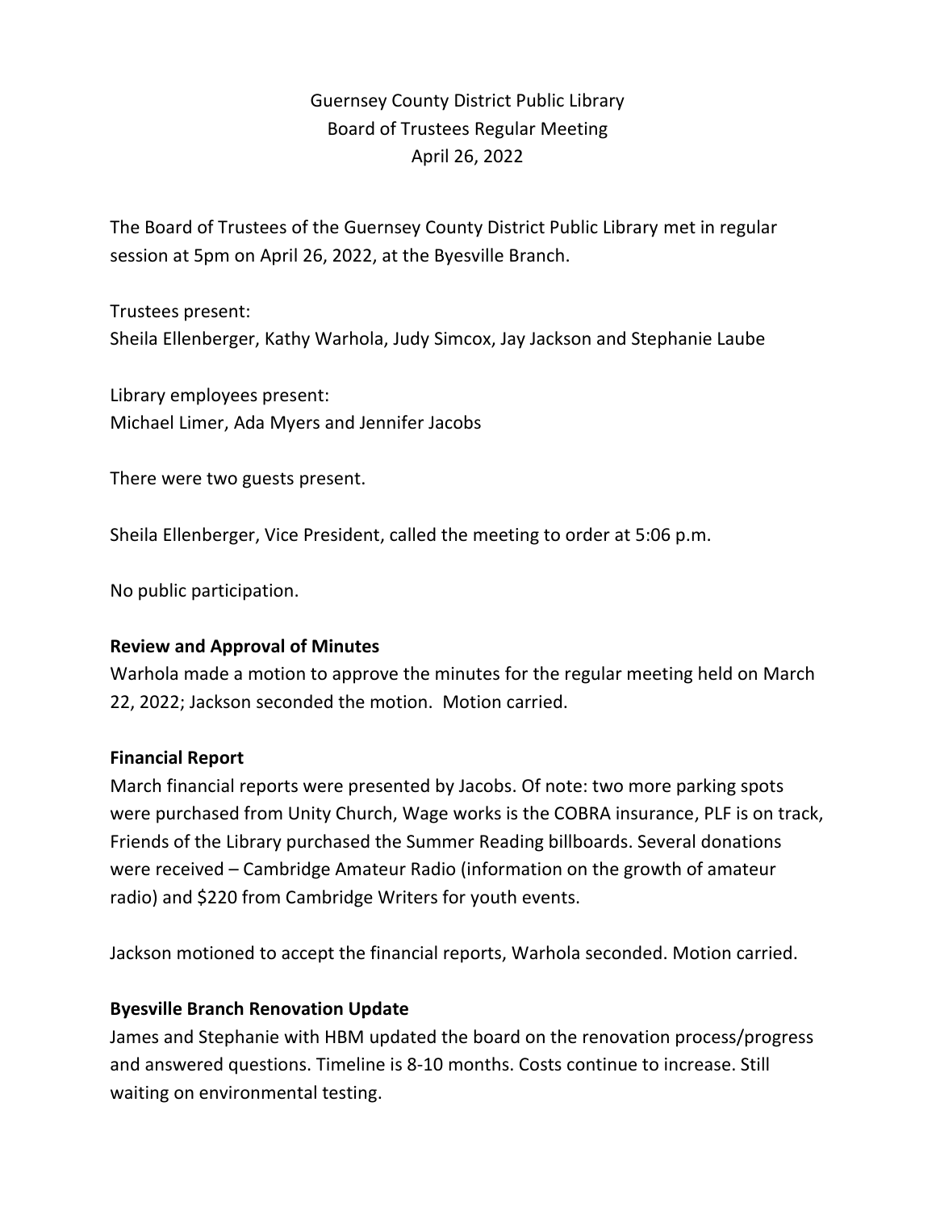Guernsey County District Public Library
Board of Trustees Regular Meeting
April 26, 2022

The Board of Trustees of the Guernsey County District Public Library met in regular session at 5pm on April 26, 2022, at the Byesville Branch.

Trustees present:
Sheila Ellenberger, Kathy Warhola, Judy Simcox, Jay Jackson and Stephanie Laube

Library employees present:
Michael Limer, Ada Myers and Jennifer Jacobs

There were two guests present.

Sheila Ellenberger, Vice President, called the meeting to order at 5:06 p.m.

No public participation.

**Review and Approval of Minutes**

Warhola made a motion to approve the minutes for the regular meeting held on March 22, 2022; Jackson seconded the motion. Motion carried.

**Financial Report**

March financial reports were presented by Jacobs. Of note: two more parking spots were purchased from Unity Church, Wage works is the COBRA insurance, PLF is on track, Friends of the Library purchased the Summer Reading billboards. Several donations were received – Cambridge Amateur Radio (information on the growth of amateur radio) and $220 from Cambridge Writers for youth events.

Jackson motioned to accept the financial reports, Warhola seconded. Motion carried.

**Byesville Branch Renovation Update**

James and Stephanie with HBM updated the board on the renovation process/progress and answered questions. Timeline is 8-10 months. Costs continue to increase. Still waiting on environmental testing.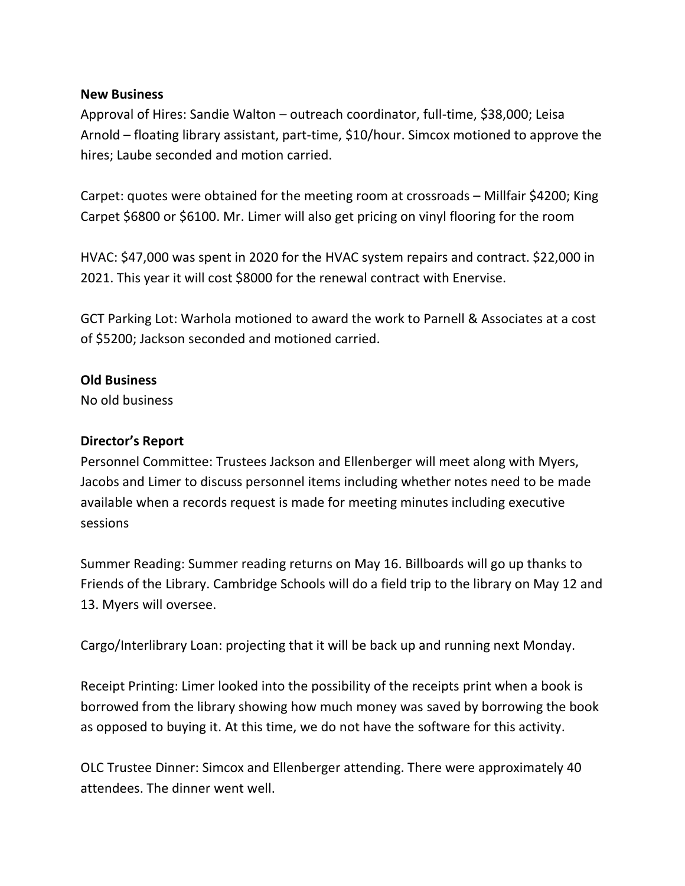**New Business**

Approval of Hires: Sandie Walton – outreach coordinator, full-time, $38,000; Leisa Arnold – floating library assistant, part-time, $10/hour. Simcox motioned to approve the hires; Laube seconded and motion carried.

Carpet: quotes were obtained for the meeting room at crossroads – Millfair $4200; King Carpet $6800 or $6100. Mr. Limer will also get pricing on vinyl flooring for the room

HVAC: $47,000 was spent in 2020 for the HVAC system repairs and contract. $22,000 in 2021. This year it will cost $8000 for the renewal contract with Enervise.

GCT Parking Lot: Warhola motioned to award the work to Parnell & Associates at a cost of $5200; Jackson seconded and motioned carried.

**Old Business**

No old business

**Director's Report**

Personnel Committee: Trustees Jackson and Ellenberger will meet along with Myers, Jacobs and Limer to discuss personnel items including whether notes need to be made available when a records request is made for meeting minutes including executive sessions

Summer Reading: Summer reading returns on May 16. Billboards will go up thanks to Friends of the Library. Cambridge Schools will do a field trip to the library on May 12 and 13. Myers will oversee.

Cargo/Interlibrary Loan: projecting that it will be back up and running next Monday.

Receipt Printing: Limer looked into the possibility of the receipts print when a book is borrowed from the library showing how much money was saved by borrowing the book as opposed to buying it. At this time, we do not have the software for this activity.

OLC Trustee Dinner: Simcox and Ellenberger attending. There were approximately 40 attendees. The dinner went well.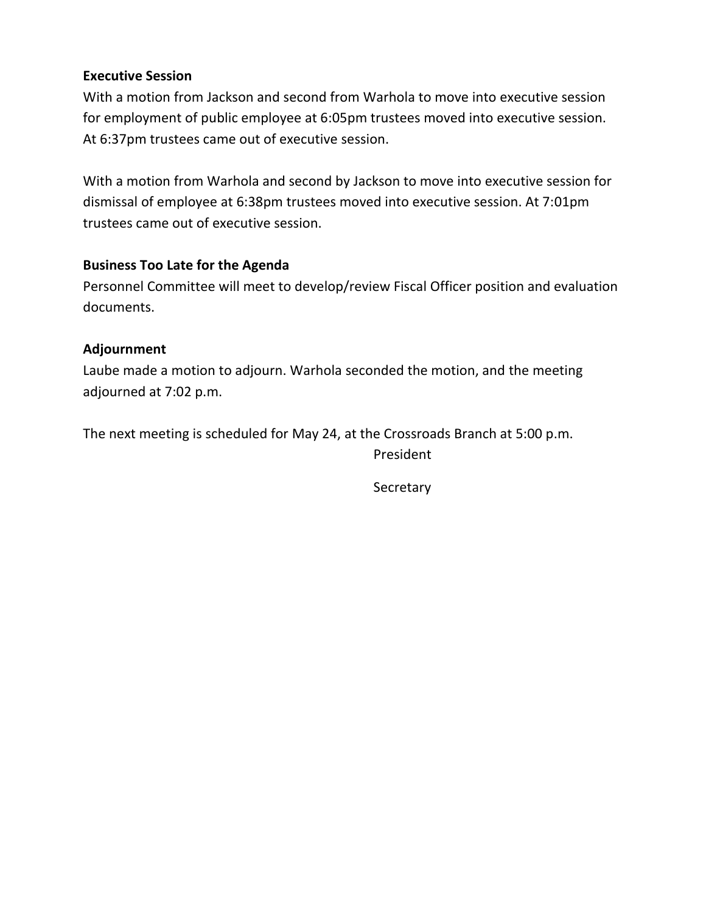**Executive Session**

With a motion from Jackson and second from Warhola to move into executive session for employment of public employee at 6:05pm trustees moved into executive session. At 6:37pm trustees came out of executive session.

With a motion from Warhola and second by Jackson to move into executive session for dismissal of employee at 6:38pm trustees moved into executive session. At 7:01pm trustees came out of executive session.

**Business Too Late for the Agenda**

Personnel Committee will meet to develop/review Fiscal Officer position and evaluation documents.

**Adjournment**

Laube made a motion to adjourn. Warhola seconded the motion, and the meeting adjourned at 7:02 p.m.

The next meeting is scheduled for May 24, at the Crossroads Branch at 5:00 p.m.

President

Secretary